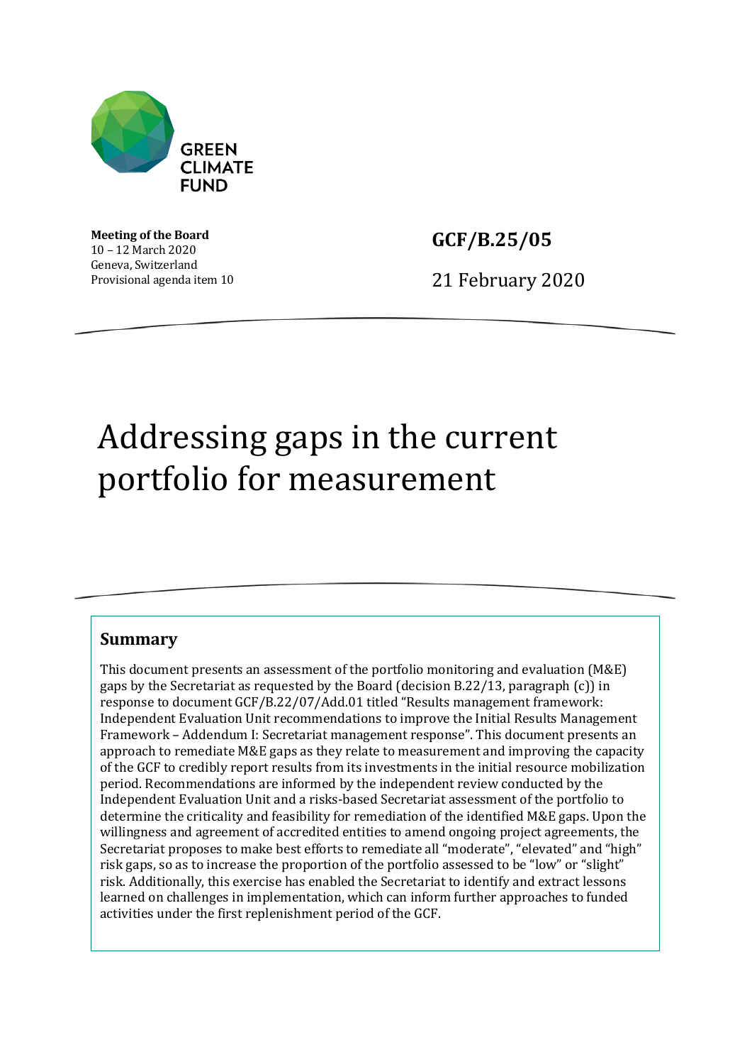GREEN CLIMATE FUND

**Meeting of the Board**
10 – 12 March 2020
Geneva, Switzerland
Provisional agenda item 10

**GCF/B.25/05**

21 February 2020

# Addressing gaps in the current portfolio for measurement

## Summary

This document presents an assessment of the portfolio monitoring and evaluation (M&E) gaps by the Secretariat as requested by the Board (decision B.22/13, paragraph (c)) in response to document GCF/B.22/07/Add.01 titled "Results management framework: Independent Evaluation Unit recommendations to improve the Initial Results Management Framework – Addendum I: Secretariat management response". This document presents an approach to remediate M&E gaps as they relate to measurement and improving the capacity of the GCF to credibly report results from its investments in the initial resource mobilization period. Recommendations are informed by the independent review conducted by the Independent Evaluation Unit and a risks-based Secretariat assessment of the portfolio to determine the criticality and feasibility for remediation of the identified M&E gaps. Upon the willingness and agreement of accredited entities to amend ongoing project agreements, the Secretariat proposes to make best efforts to remediate all "moderate", "elevated" and "high" risk gaps, so as to increase the proportion of the portfolio assessed to be "low" or "slight" risk. Additionally, this exercise has enabled the Secretariat to identify and extract lessons learned on challenges in implementation, which can inform further approaches to funded activities under the first replenishment period of the GCF.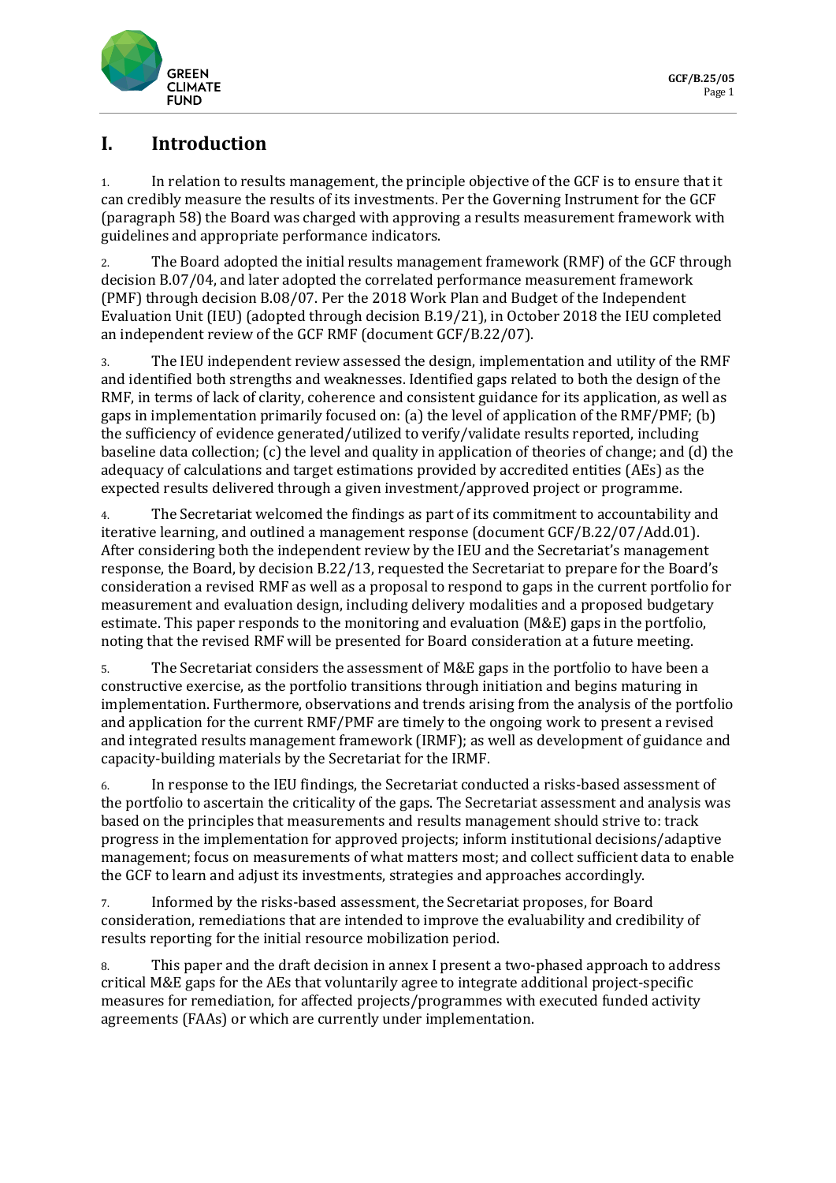# I. Introduction

1. In relation to results management, the principle objective of the GCF is to ensure that it can credibly measure the results of its investments. Per the Governing Instrument for the GCF (paragraph 58) the Board was charged with approving a results measurement framework with guidelines and appropriate performance indicators.

2. The Board adopted the initial results management framework (RMF) of the GCF through decision B.07/04, and later adopted the correlated performance measurement framework (PMF) through decision B.08/07. Per the 2018 Work Plan and Budget of the Independent Evaluation Unit (IEU) (adopted through decision B.19/21), in October 2018 the IEU completed an independent review of the GCF RMF (document GCF/B.22/07).

3. The IEU independent review assessed the design, implementation and utility of the RMF and identified both strengths and weaknesses. Identified gaps related to both the design of the RMF, in terms of lack of clarity, coherence and consistent guidance for its application, as well as gaps in implementation primarily focused on: (a) the level of application of the RMF/PMF; (b) the sufficiency of evidence generated/utilized to verify/validate results reported, including baseline data collection; (c) the level and quality in application of theories of change; and (d) the adequacy of calculations and target estimations provided by accredited entities (AEs) as the expected results delivered through a given investment/approved project or programme.

4. The Secretariat welcomed the findings as part of its commitment to accountability and iterative learning, and outlined a management response (document GCF/B.22/07/Add.01). After considering both the independent review by the IEU and the Secretariat's management response, the Board, by decision B.22/13, requested the Secretariat to prepare for the Board's consideration a revised RMF as well as a proposal to respond to gaps in the current portfolio for measurement and evaluation design, including delivery modalities and a proposed budgetary estimate. This paper responds to the monitoring and evaluation (M&E) gaps in the portfolio, noting that the revised RMF will be presented for Board consideration at a future meeting.

5. The Secretariat considers the assessment of M&E gaps in the portfolio to have been a constructive exercise, as the portfolio transitions through initiation and begins maturing in implementation. Furthermore, observations and trends arising from the analysis of the portfolio and application for the current RMF/PMF are timely to the ongoing work to present a revised and integrated results management framework (IRMF); as well as development of guidance and capacity-building materials by the Secretariat for the IRMF.

6. In response to the IEU findings, the Secretariat conducted a risks-based assessment of the portfolio to ascertain the criticality of the gaps. The Secretariat assessment and analysis was based on the principles that measurements and results management should strive to: track progress in the implementation for approved projects; inform institutional decisions/adaptive management; focus on measurements of what matters most; and collect sufficient data to enable the GCF to learn and adjust its investments, strategies and approaches accordingly.

7. Informed by the risks-based assessment, the Secretariat proposes, for Board consideration, remediations that are intended to improve the evaluability and credibility of results reporting for the initial resource mobilization period.

8. This paper and the draft decision in annex I present a two-phased approach to address critical M&E gaps for the AEs that voluntarily agree to integrate additional project-specific measures for remediation, for affected projects/programmes with executed funded activity agreements (FAAs) or which are currently under implementation.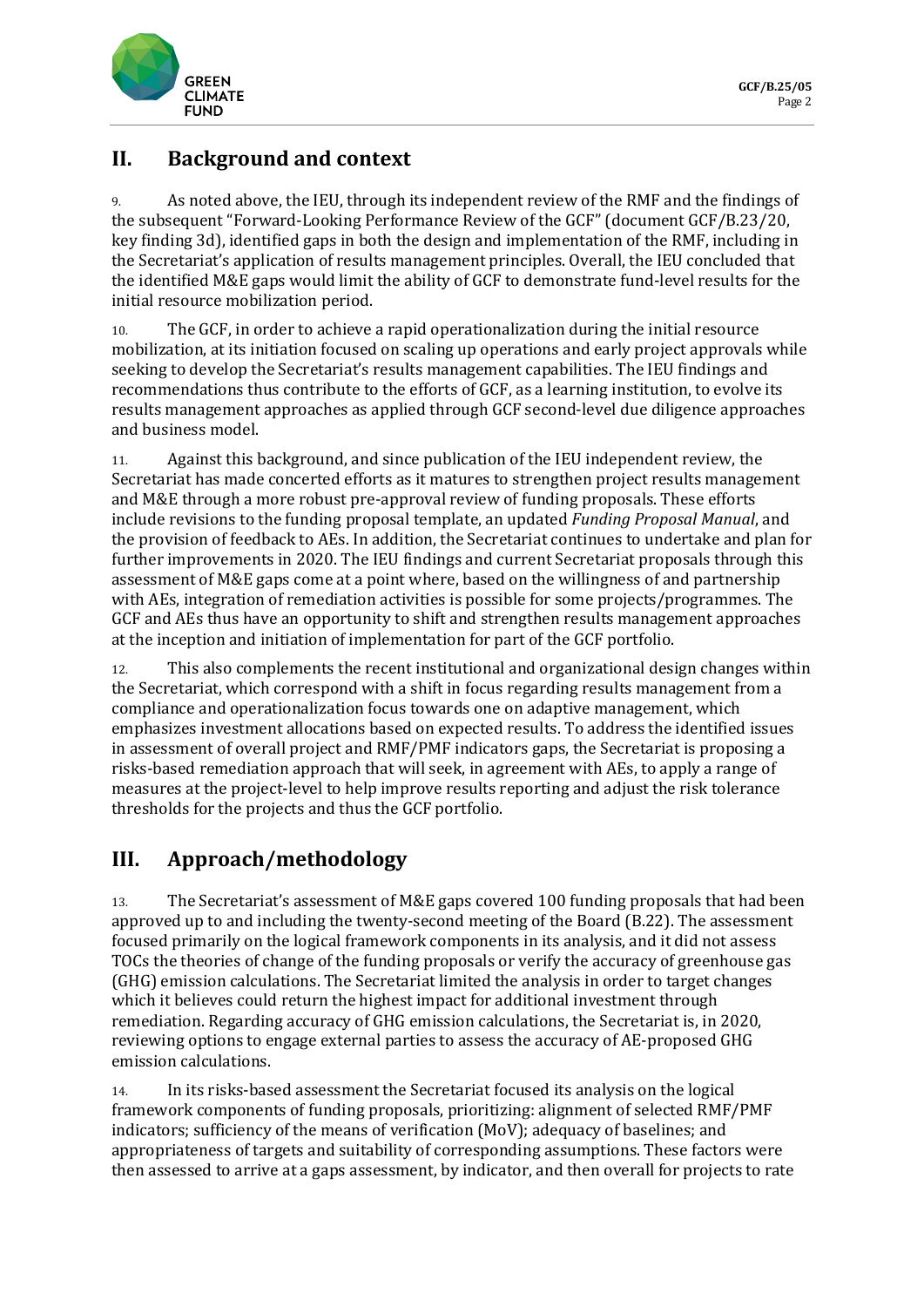## II. Background and context

9. As noted above, the IEU, through its independent review of the RMF and the findings of the subsequent "Forward-Looking Performance Review of the GCF" (document GCF/B.23/20, key finding 3d), identified gaps in both the design and implementation of the RMF, including in the Secretariat's application of results management principles. Overall, the IEU concluded that the identified M&E gaps would limit the ability of GCF to demonstrate fund-level results for the initial resource mobilization period.

10. The GCF, in order to achieve a rapid operationalization during the initial resource mobilization, at its initiation focused on scaling up operations and early project approvals while seeking to develop the Secretariat's results management capabilities. The IEU findings and recommendations thus contribute to the efforts of GCF, as a learning institution, to evolve its results management approaches as applied through GCF second-level due diligence approaches and business model.

11. Against this background, and since publication of the IEU independent review, the Secretariat has made concerted efforts as it matures to strengthen project results management and M&E through a more robust pre-approval review of funding proposals. These efforts include revisions to the funding proposal template, an updated *Funding Proposal Manual*, and the provision of feedback to AEs. In addition, the Secretariat continues to undertake and plan for further improvements in 2020. The IEU findings and current Secretariat proposals through this assessment of M&E gaps come at a point where, based on the willingness of and partnership with AEs, integration of remediation activities is possible for some projects/programmes. The GCF and AEs thus have an opportunity to shift and strengthen results management approaches at the inception and initiation of implementation for part of the GCF portfolio.

12. This also complements the recent institutional and organizational design changes within the Secretariat, which correspond with a shift in focus regarding results management from a compliance and operationalization focus towards one on adaptive management, which emphasizes investment allocations based on expected results. To address the identified issues in assessment of overall project and RMF/PMF indicators gaps, the Secretariat is proposing a risks-based remediation approach that will seek, in agreement with AEs, to apply a range of measures at the project-level to help improve results reporting and adjust the risk tolerance thresholds for the projects and thus the GCF portfolio.

## III. Approach/methodology

13. The Secretariat's assessment of M&E gaps covered 100 funding proposals that had been approved up to and including the twenty-second meeting of the Board (B.22). The assessment focused primarily on the logical framework components in its analysis, and it did not assess TOCs the theories of change of the funding proposals or verify the accuracy of greenhouse gas (GHG) emission calculations. The Secretariat limited the analysis in order to target changes which it believes could return the highest impact for additional investment through remediation. Regarding accuracy of GHG emission calculations, the Secretariat is, in 2020, reviewing options to engage external parties to assess the accuracy of AE-proposed GHG emission calculations.

14. In its risks-based assessment the Secretariat focused its analysis on the logical framework components of funding proposals, prioritizing: alignment of selected RMF/PMF indicators; sufficiency of the means of verification (MoV); adequacy of baselines; and appropriateness of targets and suitability of corresponding assumptions. These factors were then assessed to arrive at a gaps assessment, by indicator, and then overall for projects to rate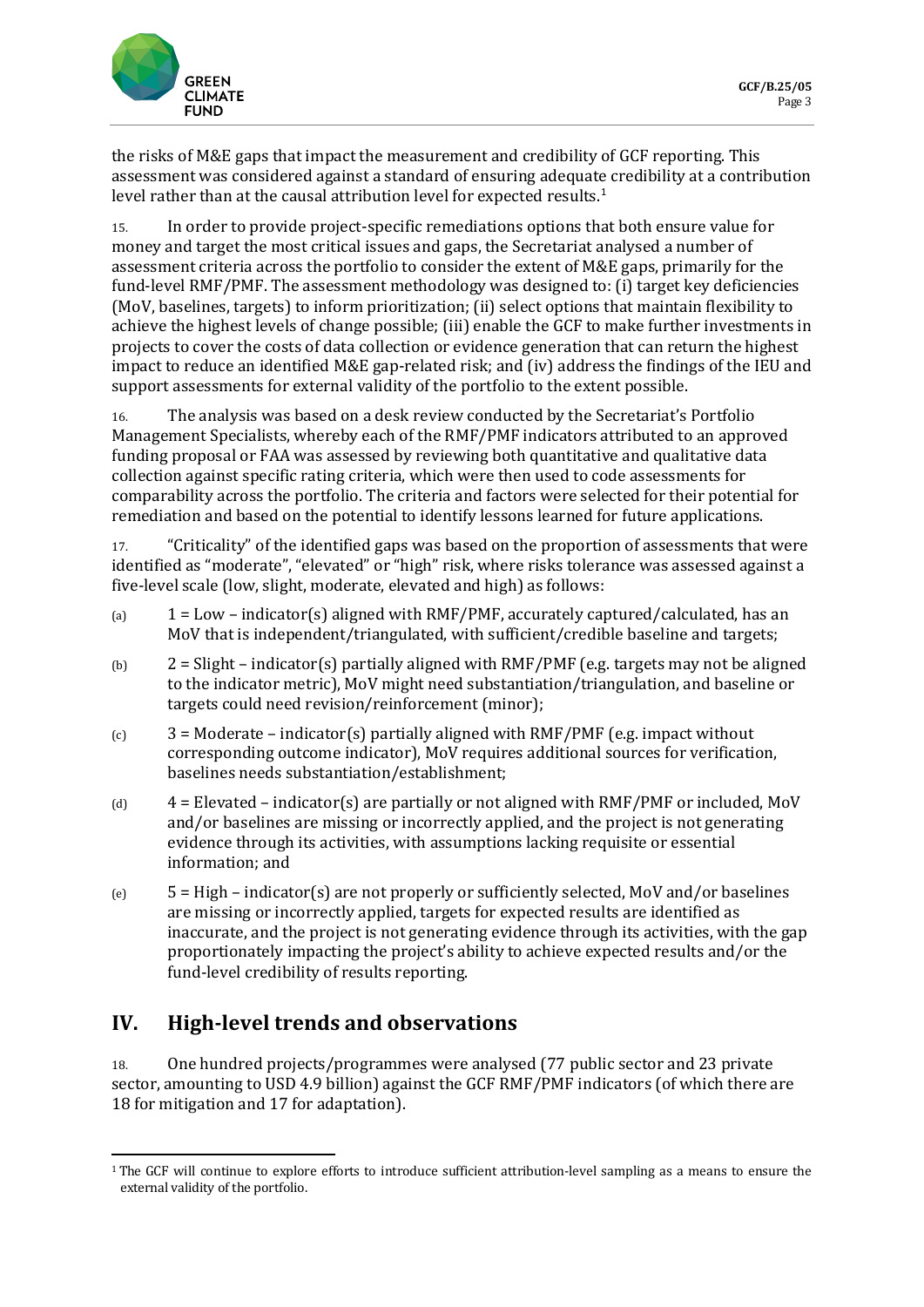the risks of M&E gaps that impact the measurement and credibility of GCF reporting. This assessment was considered against a standard of ensuring adequate credibility at a contribution level rather than at the causal attribution level for expected results.[1]

15. In order to provide project-specific remediations options that both ensure value for money and target the most critical issues and gaps, the Secretariat analysed a number of assessment criteria across the portfolio to consider the extent of M&E gaps, primarily for the fund-level RMF/PMF. The assessment methodology was designed to: (i) target key deficiencies (MoV, baselines, targets) to inform prioritization; (ii) select options that maintain flexibility to achieve the highest levels of change possible; (iii) enable the GCF to make further investments in projects to cover the costs of data collection or evidence generation that can return the highest impact to reduce an identified M&E gap-related risk; and (iv) address the findings of the IEU and support assessments for external validity of the portfolio to the extent possible.

16. The analysis was based on a desk review conducted by the Secretariat's Portfolio Management Specialists, whereby each of the RMF/PMF indicators attributed to an approved funding proposal or FAA was assessed by reviewing both quantitative and qualitative data collection against specific rating criteria, which were then used to code assessments for comparability across the portfolio. The criteria and factors were selected for their potential for remediation and based on the potential to identify lessons learned for future applications.

17. "Criticality" of the identified gaps was based on the proportion of assessments that were identified as "moderate", "elevated" or "high" risk, where risks tolerance was assessed against a five-level scale (low, slight, moderate, elevated and high) as follows:

(a) 1 = Low – indicator(s) aligned with RMF/PMF, accurately captured/calculated, has an MoV that is independent/triangulated, with sufficient/credible baseline and targets;

(b) 2 = Slight – indicator(s) partially aligned with RMF/PMF (e.g. targets may not be aligned to the indicator metric), MoV might need substantiation/triangulation, and baseline or targets could need revision/reinforcement (minor);

(c) 3 = Moderate – indicator(s) partially aligned with RMF/PMF (e.g. impact without corresponding outcome indicator), MoV requires additional sources for verification, baselines needs substantiation/establishment;

(d) 4 = Elevated – indicator(s) are partially or not aligned with RMF/PMF or included, MoV and/or baselines are missing or incorrectly applied, and the project is not generating evidence through its activities, with assumptions lacking requisite or essential information; and

(e) 5 = High – indicator(s) are not properly or sufficiently selected, MoV and/or baselines are missing or incorrectly applied, targets for expected results are identified as inaccurate, and the project is not generating evidence through its activities, with the gap proportionately impacting the project's ability to achieve expected results and/or the fund-level credibility of results reporting.

## IV. High-level trends and observations

18. One hundred projects/programmes were analysed (77 public sector and 23 private sector, amounting to USD 4.9 billion) against the GCF RMF/PMF indicators (of which there are 18 for mitigation and 17 for adaptation).

---

[1] The GCF will continue to explore efforts to introduce sufficient attribution-level sampling as a means to ensure the external validity of the portfolio.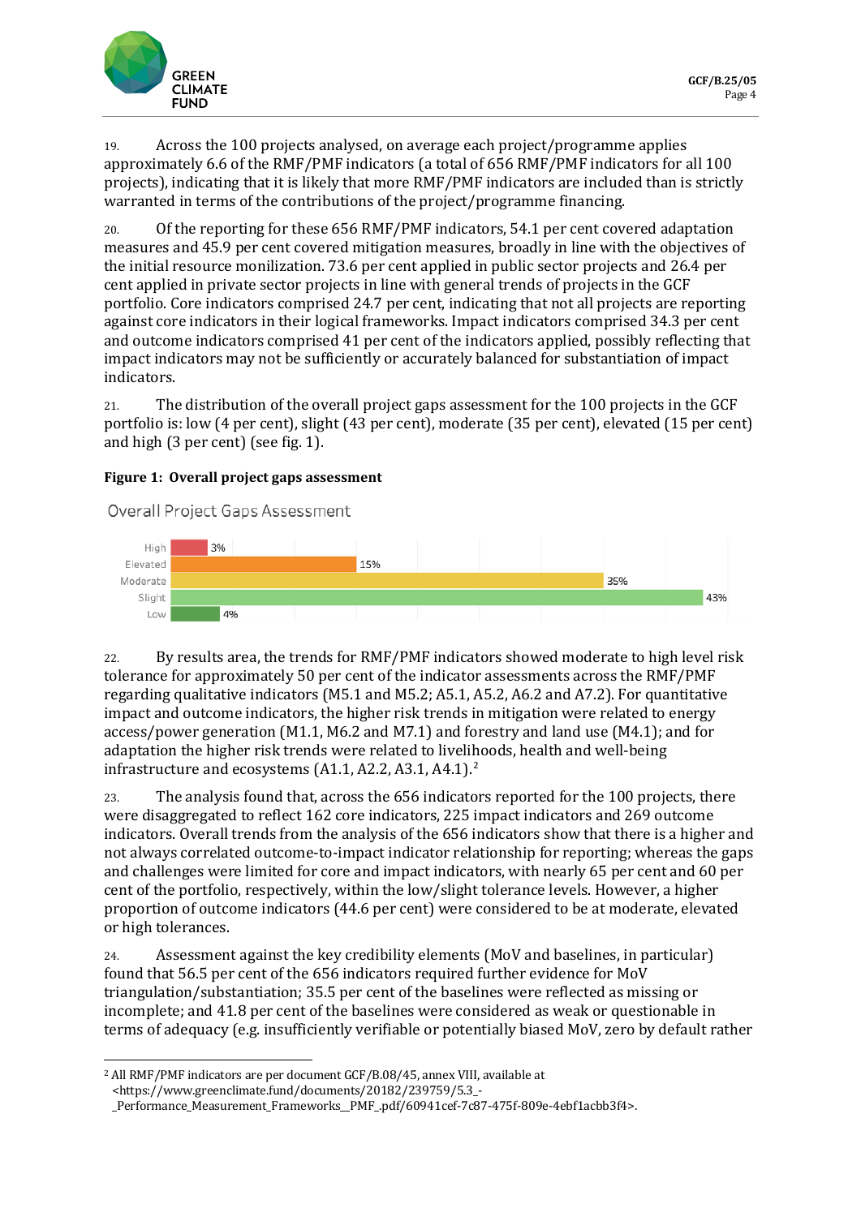19. Across the 100 projects analysed, on average each project/programme applies approximately 6.6 of the RMF/PMF indicators (a total of 656 RMF/PMF indicators for all 100 projects), indicating that it is likely that more RMF/PMF indicators are included than is strictly warranted in terms of the contributions of the project/programme financing.

20. Of the reporting for these 656 RMF/PMF indicators, 54.1 per cent covered adaptation measures and 45.9 per cent covered mitigation measures, broadly in line with the objectives of the initial resource monilization. 73.6 per cent applied in public sector projects and 26.4 per cent applied in private sector projects in line with general trends of projects in the GCF portfolio. Core indicators comprised 24.7 per cent, indicating that not all projects are reporting against core indicators in their logical frameworks. Impact indicators comprised 34.3 per cent and outcome indicators comprised 41 per cent of the indicators applied, possibly reflecting that impact indicators may not be sufficiently or accurately balanced for substantiation of impact indicators.

21. The distribution of the overall project gaps assessment for the 100 projects in the GCF portfolio is: low (4 per cent), slight (43 per cent), moderate (35 per cent), elevated (15 per cent) and high (3 per cent) (see fig. 1).

**Figure 1: Overall project gaps assessment**

Overall Project Gaps Assessment

| Level | Share |
|---|---|
| High | 3% |
| Elevated | 15% |
| Moderate | 35% |
| Slight | 43% |
| Low | 4% |

22. By results area, the trends for RMF/PMF indicators showed moderate to high level risk tolerance for approximately 50 per cent of the indicator assessments across the RMF/PMF regarding qualitative indicators (M5.1 and M5.2; A5.1, A5.2, A6.2 and A7.2). For quantitative impact and outcome indicators, the higher risk trends in mitigation were related to energy access/power generation (M1.1, M6.2 and M7.1) and forestry and land use (M4.1); and for adaptation the higher risk trends were related to livelihoods, health and well-being infrastructure and ecosystems (A1.1, A2.2, A3.1, A4.1).[2]

23. The analysis found that, across the 656 indicators reported for the 100 projects, there were disaggregated to reflect 162 core indicators, 225 impact indicators and 269 outcome indicators. Overall trends from the analysis of the 656 indicators show that there is a higher and not always correlated outcome-to-impact indicator relationship for reporting; whereas the gaps and challenges were limited for core and impact indicators, with nearly 65 per cent and 60 per cent of the portfolio, respectively, within the low/slight tolerance levels. However, a higher proportion of outcome indicators (44.6 per cent) were considered to be at moderate, elevated or high tolerances.

24. Assessment against the key credibility elements (MoV and baselines, in particular) found that 56.5 per cent of the 656 indicators required further evidence for MoV triangulation/substantiation; 35.5 per cent of the baselines were reflected as missing or incomplete; and 41.8 per cent of the baselines were considered as weak or questionable in terms of adequacy (e.g. insufficiently verifiable or potentially biased MoV, zero by default rather

---

[2] All RMF/PMF indicators are per document GCF/B.08/45, annex VIII, available at <https://www.greenclimate.fund/documents/20182/239759/5.3_-_Performance_Measurement_Frameworks__PMF_.pdf/60941cef-7c87-475f-809e-4ebf1acbb3f4>.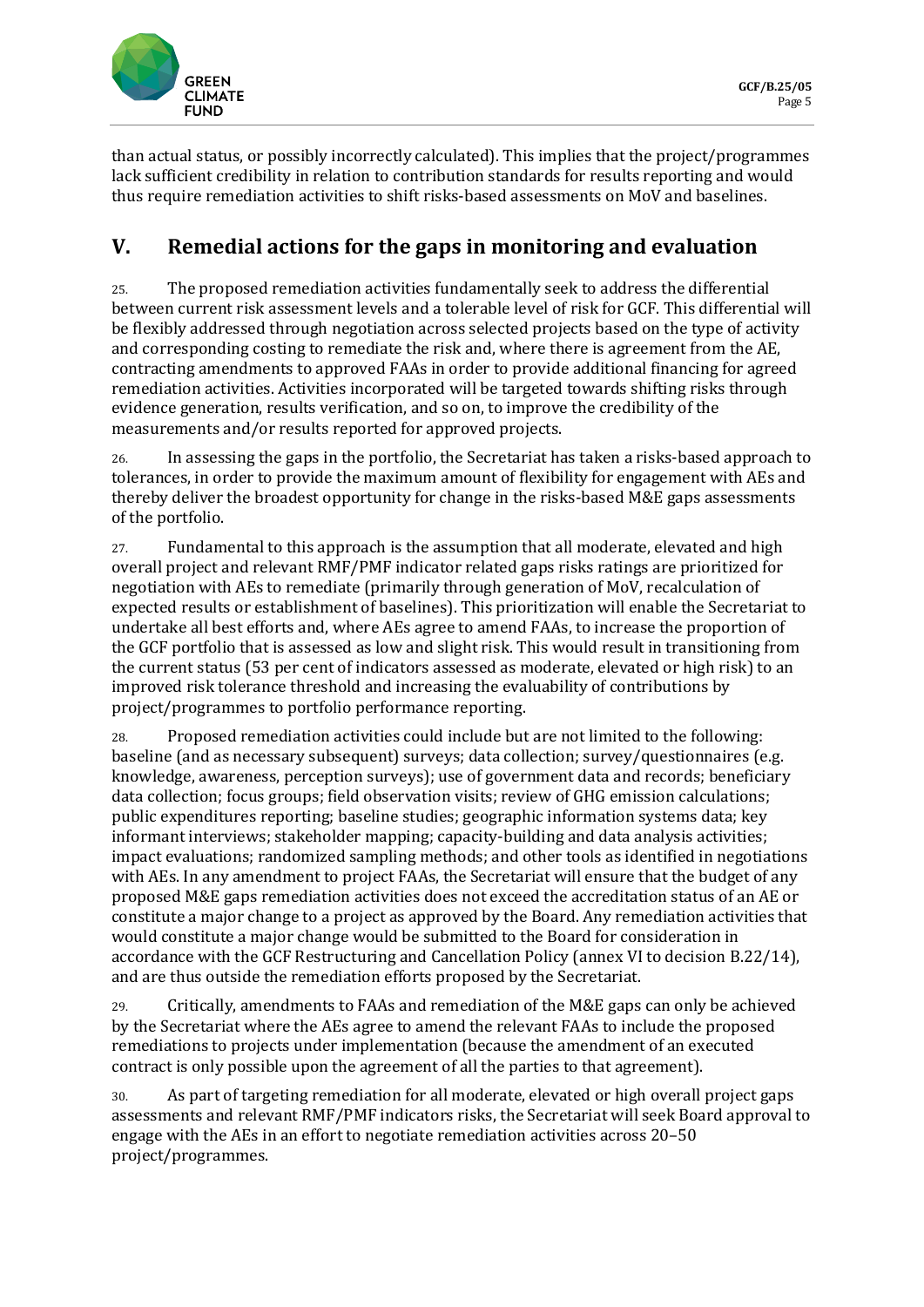than actual status, or possibly incorrectly calculated). This implies that the project/programmes lack sufficient credibility in relation to contribution standards for results reporting and would thus require remediation activities to shift risks-based assessments on MoV and baselines.

## V. Remedial actions for the gaps in monitoring and evaluation

25. The proposed remediation activities fundamentally seek to address the differential between current risk assessment levels and a tolerable level of risk for GCF. This differential will be flexibly addressed through negotiation across selected projects based on the type of activity and corresponding costing to remediate the risk and, where there is agreement from the AE, contracting amendments to approved FAAs in order to provide additional financing for agreed remediation activities. Activities incorporated will be targeted towards shifting risks through evidence generation, results verification, and so on, to improve the credibility of the measurements and/or results reported for approved projects.

26. In assessing the gaps in the portfolio, the Secretariat has taken a risks-based approach to tolerances, in order to provide the maximum amount of flexibility for engagement with AEs and thereby deliver the broadest opportunity for change in the risks-based M&E gaps assessments of the portfolio.

27. Fundamental to this approach is the assumption that all moderate, elevated and high overall project and relevant RMF/PMF indicator related gaps risks ratings are prioritized for negotiation with AEs to remediate (primarily through generation of MoV, recalculation of expected results or establishment of baselines). This prioritization will enable the Secretariat to undertake all best efforts and, where AEs agree to amend FAAs, to increase the proportion of the GCF portfolio that is assessed as low and slight risk. This would result in transitioning from the current status (53 per cent of indicators assessed as moderate, elevated or high risk) to an improved risk tolerance threshold and increasing the evaluability of contributions by project/programmes to portfolio performance reporting.

28. Proposed remediation activities could include but are not limited to the following: baseline (and as necessary subsequent) surveys; data collection; survey/questionnaires (e.g. knowledge, awareness, perception surveys); use of government data and records; beneficiary data collection; focus groups; field observation visits; review of GHG emission calculations; public expenditures reporting; baseline studies; geographic information systems data; key informant interviews; stakeholder mapping; capacity-building and data analysis activities; impact evaluations; randomized sampling methods; and other tools as identified in negotiations with AEs. In any amendment to project FAAs, the Secretariat will ensure that the budget of any proposed M&E gaps remediation activities does not exceed the accreditation status of an AE or constitute a major change to a project as approved by the Board. Any remediation activities that would constitute a major change would be submitted to the Board for consideration in accordance with the GCF Restructuring and Cancellation Policy (annex VI to decision B.22/14), and are thus outside the remediation efforts proposed by the Secretariat.

29. Critically, amendments to FAAs and remediation of the M&E gaps can only be achieved by the Secretariat where the AEs agree to amend the relevant FAAs to include the proposed remediations to projects under implementation (because the amendment of an executed contract is only possible upon the agreement of all the parties to that agreement).

30. As part of targeting remediation for all moderate, elevated or high overall project gaps assessments and relevant RMF/PMF indicators risks, the Secretariat will seek Board approval to engage with the AEs in an effort to negotiate remediation activities across 20–50 project/programmes.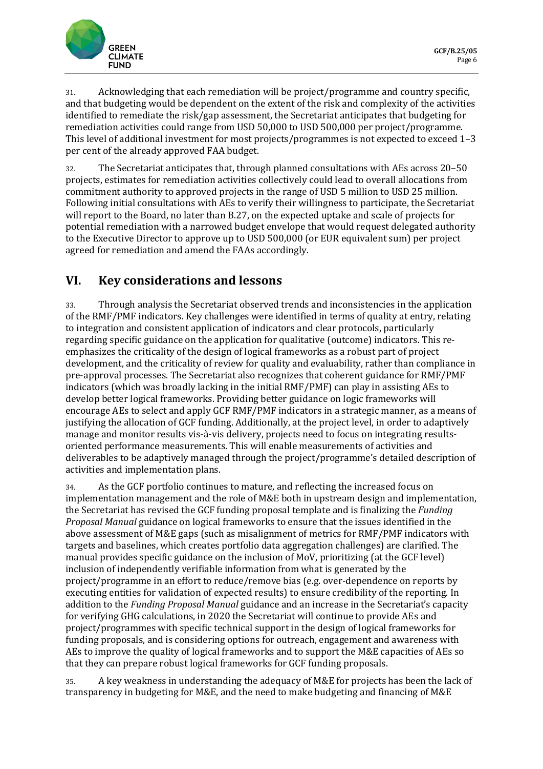31. Acknowledging that each remediation will be project/programme and country specific, and that budgeting would be dependent on the extent of the risk and complexity of the activities identified to remediate the risk/gap assessment, the Secretariat anticipates that budgeting for remediation activities could range from USD 50,000 to USD 500,000 per project/programme. This level of additional investment for most projects/programmes is not expected to exceed 1–3 per cent of the already approved FAA budget.

32. The Secretariat anticipates that, through planned consultations with AEs across 20–50 projects, estimates for remediation activities collectively could lead to overall allocations from commitment authority to approved projects in the range of USD 5 million to USD 25 million. Following initial consultations with AEs to verify their willingness to participate, the Secretariat will report to the Board, no later than B.27, on the expected uptake and scale of projects for potential remediation with a narrowed budget envelope that would request delegated authority to the Executive Director to approve up to USD 500,000 (or EUR equivalent sum) per project agreed for remediation and amend the FAAs accordingly.

## VI. Key considerations and lessons

33. Through analysis the Secretariat observed trends and inconsistencies in the application of the RMF/PMF indicators. Key challenges were identified in terms of quality at entry, relating to integration and consistent application of indicators and clear protocols, particularly regarding specific guidance on the application for qualitative (outcome) indicators. This re-emphasizes the criticality of the design of logical frameworks as a robust part of project development, and the criticality of review for quality and evaluability, rather than compliance in pre-approval processes. The Secretariat also recognizes that coherent guidance for RMF/PMF indicators (which was broadly lacking in the initial RMF/PMF) can play in assisting AEs to develop better logical frameworks. Providing better guidance on logic frameworks will encourage AEs to select and apply GCF RMF/PMF indicators in a strategic manner, as a means of justifying the allocation of GCF funding. Additionally, at the project level, in order to adaptively manage and monitor results vis-à-vis delivery, projects need to focus on integrating results-oriented performance measurements. This will enable measurements of activities and deliverables to be adaptively managed through the project/programme's detailed description of activities and implementation plans.

34. As the GCF portfolio continues to mature, and reflecting the increased focus on implementation management and the role of M&E both in upstream design and implementation, the Secretariat has revised the GCF funding proposal template and is finalizing the *Funding Proposal Manual* guidance on logical frameworks to ensure that the issues identified in the above assessment of M&E gaps (such as misalignment of metrics for RMF/PMF indicators with targets and baselines, which creates portfolio data aggregation challenges) are clarified. The manual provides specific guidance on the inclusion of MoV, prioritizing (at the GCF level) inclusion of independently verifiable information from what is generated by the project/programme in an effort to reduce/remove bias (e.g. over-dependence on reports by executing entities for validation of expected results) to ensure credibility of the reporting. In addition to the *Funding Proposal Manual* guidance and an increase in the Secretariat's capacity for verifying GHG calculations, in 2020 the Secretariat will continue to provide AEs and project/programmes with specific technical support in the design of logical frameworks for funding proposals, and is considering options for outreach, engagement and awareness with AEs to improve the quality of logical frameworks and to support the M&E capacities of AEs so that they can prepare robust logical frameworks for GCF funding proposals.

35. A key weakness in understanding the adequacy of M&E for projects has been the lack of transparency in budgeting for M&E, and the need to make budgeting and financing of M&E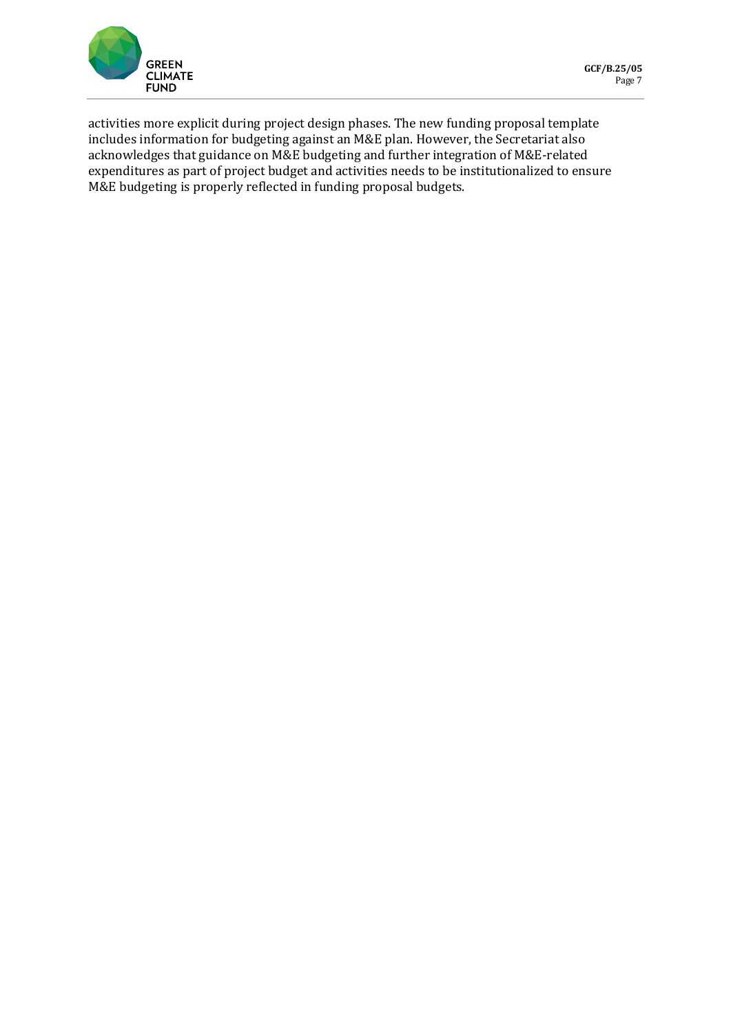activities more explicit during project design phases. The new funding proposal template includes information for budgeting against an M&E plan. However, the Secretariat also acknowledges that guidance on M&E budgeting and further integration of M&E-related expenditures as part of project budget and activities needs to be institutionalized to ensure M&E budgeting is properly reflected in funding proposal budgets.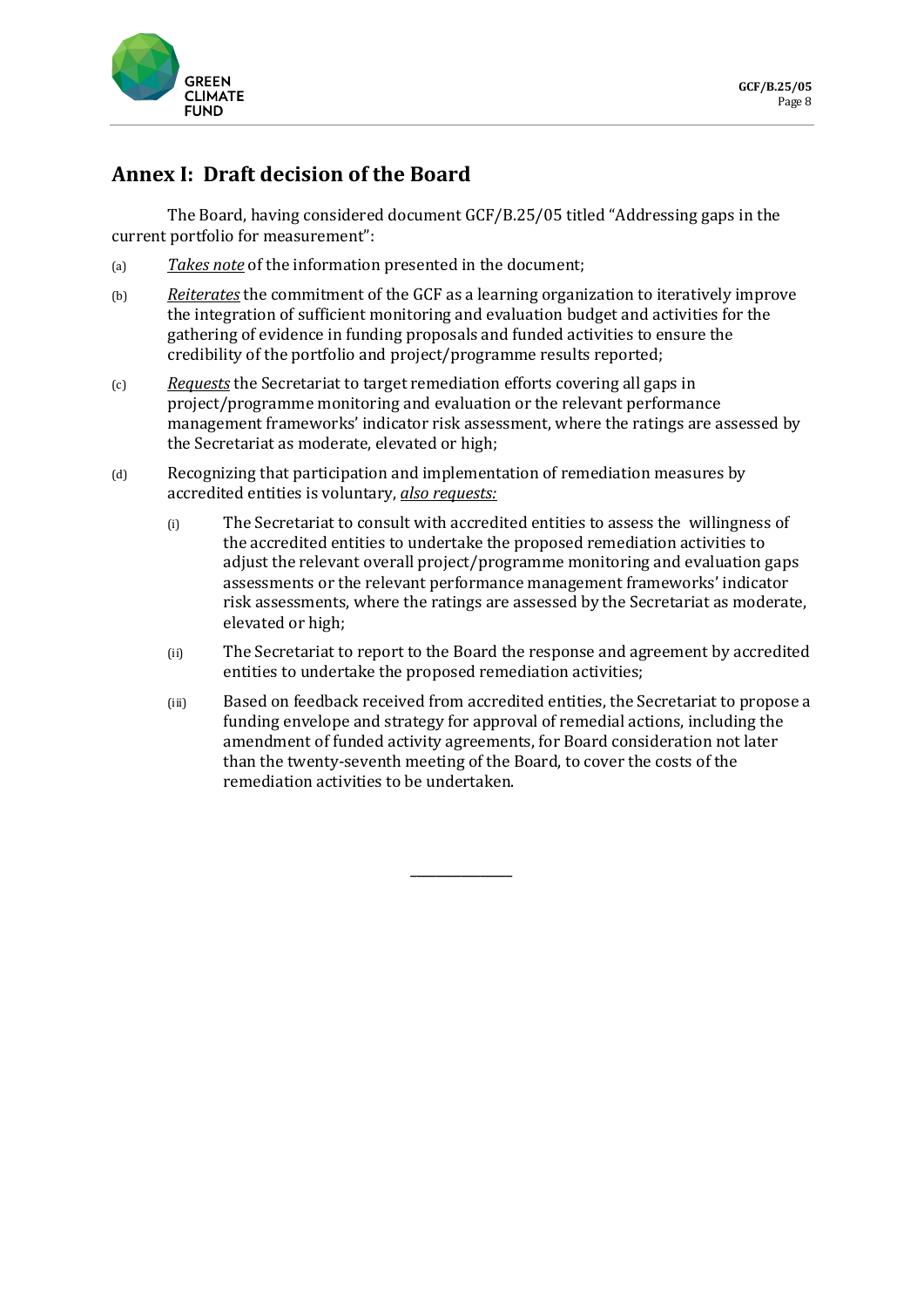## Annex I: Draft decision of the Board

The Board, having considered document GCF/B.25/05 titled "Addressing gaps in the current portfolio for measurement":

(a) *Takes note* of the information presented in the document;

(b) *Reiterates* the commitment of the GCF as a learning organization to iteratively improve the integration of sufficient monitoring and evaluation budget and activities for the gathering of evidence in funding proposals and funded activities to ensure the credibility of the portfolio and project/programme results reported;

(c) *Requests* the Secretariat to target remediation efforts covering all gaps in project/programme monitoring and evaluation or the relevant performance management frameworks' indicator risk assessment, where the ratings are assessed by the Secretariat as moderate, elevated or high;

(d) Recognizing that participation and implementation of remediation measures by accredited entities is voluntary, *also requests:*

   (i) The Secretariat to consult with accredited entities to assess the willingness of the accredited entities to undertake the proposed remediation activities to adjust the relevant overall project/programme monitoring and evaluation gaps assessments or the relevant performance management frameworks' indicator risk assessments, where the ratings are assessed by the Secretariat as moderate, elevated or high;

   (ii) The Secretariat to report to the Board the response and agreement by accredited entities to undertake the proposed remediation activities;

   (iii) Based on feedback received from accredited entities, the Secretariat to propose a funding envelope and strategy for approval of remedial actions, including the amendment of funded activity agreements, for Board consideration not later than the twenty-seventh meeting of the Board, to cover the costs of the remediation activities to be undertaken.

______________